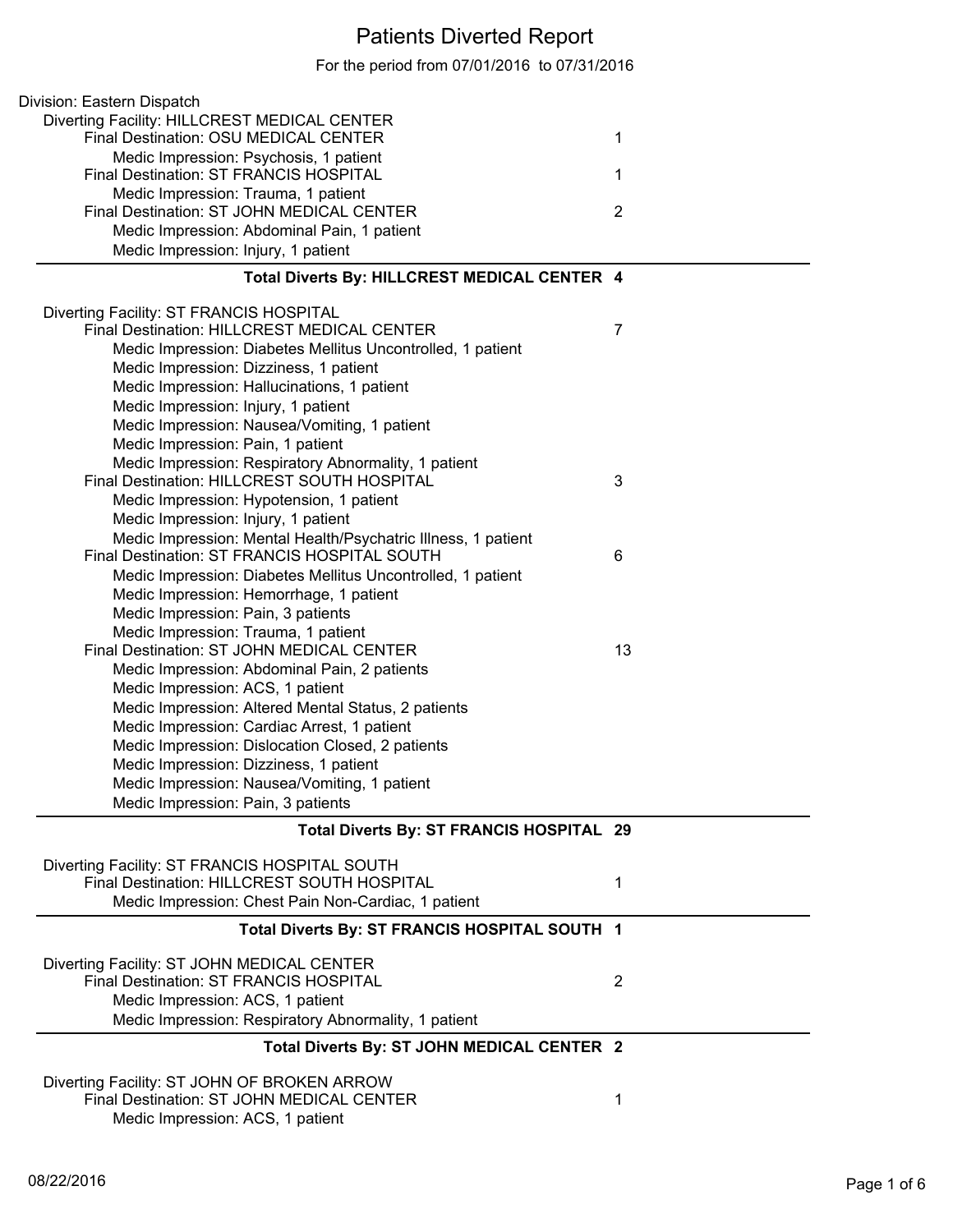# Patients Diverted Report

For the period from 07/01/2016 to 07/31/2016

Division: Eastern Dispatch

Diverting Facility: HILLCREST MEDICAL CENTER

Final Destination: OSU MEDICAL CENTER 1

Medic Impression: Psychosis, 1 patient

Final Destination: ST FRANCIS HOSPITAL 1

Medic Impression: Trauma, 1 patient

Final Destination: ST JOHN MEDICAL CENTER 2

Medic Impression: Abdominal Pain, 1 patient

Medic Impression: Injury, 1 patient

**Total Diverts By: HILLCREST MEDICAL CENTER 4**

Diverting Facility: ST FRANCIS HOSPITAL

Final Destination: HILLCREST MEDICAL CENTER 7

Medic Impression: Diabetes Mellitus Uncontrolled, 1 patient

Medic Impression: Dizziness, 1 patient

Medic Impression: Hallucinations, 1 patient

Medic Impression: Injury, 1 patient

Medic Impression: Nausea/Vomiting, 1 patient

Medic Impression: Pain, 1 patient

Medic Impression: Respiratory Abnormality, 1 patient

Final Destination: HILLCREST SOUTH HOSPITAL 3

Medic Impression: Hypotension, 1 patient

Medic Impression: Injury, 1 patient

Medic Impression: Mental Health/Psychatric Illness, 1 patient

Final Destination: ST FRANCIS HOSPITAL SOUTH 6

Medic Impression: Diabetes Mellitus Uncontrolled, 1 patient

Medic Impression: Hemorrhage, 1 patient

Medic Impression: Pain, 3 patients

Medic Impression: Trauma, 1 patient

Final Destination: ST JOHN MEDICAL CENTER 13

Medic Impression: Abdominal Pain, 2 patients

Medic Impression: ACS, 1 patient

Medic Impression: Altered Mental Status, 2 patients

Medic Impression: Cardiac Arrest, 1 patient

Medic Impression: Dislocation Closed, 2 patients

Medic Impression: Dizziness, 1 patient

Medic Impression: Nausea/Vomiting, 1 patient

Medic Impression: Pain, 3 patients

**Total Diverts By: ST FRANCIS HOSPITAL 29**

Diverting Facility: ST FRANCIS HOSPITAL SOUTH

Final Destination: HILLCREST SOUTH HOSPITAL 1

Medic Impression: Chest Pain Non-Cardiac, 1 patient

**Total Diverts By: ST FRANCIS HOSPITAL SOUTH 1**

Diverting Facility: ST JOHN MEDICAL CENTER

Final Destination: ST FRANCIS HOSPITAL 2

Medic Impression: ACS, 1 patient

Medic Impression: Respiratory Abnormality, 1 patient

**Total Diverts By: ST JOHN MEDICAL CENTER 2**

Diverting Facility: ST JOHN OF BROKEN ARROW

Final Destination: ST JOHN MEDICAL CENTER 1

Medic Impression: ACS, 1 patient

08/22/2016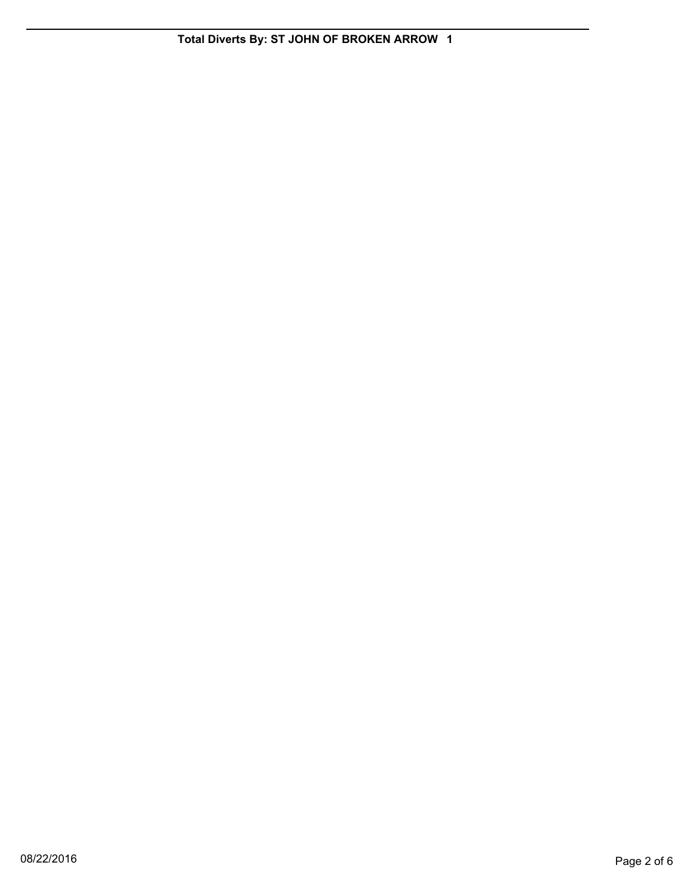**Total Diverts By: ST JOHN OF BROKEN ARROW 1**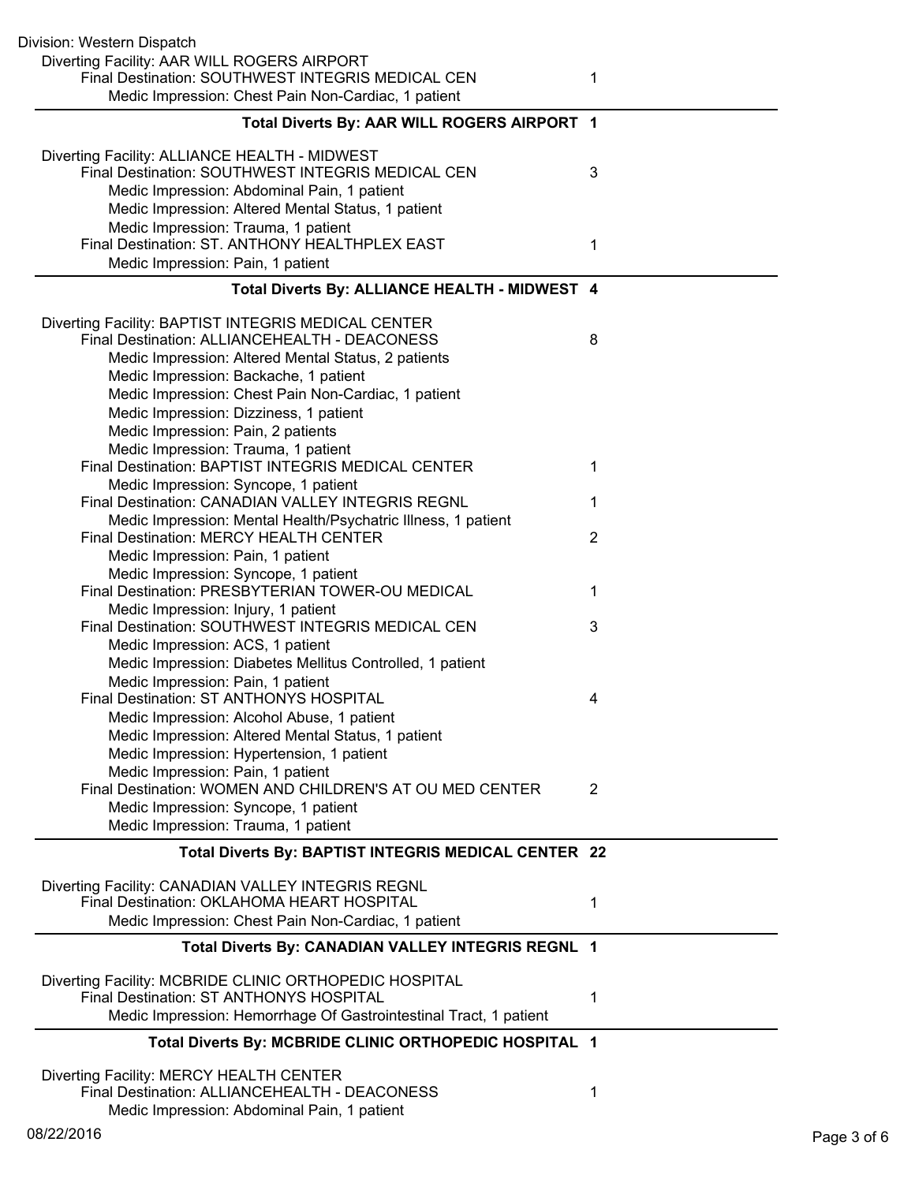Division: Western Dispatch

Diverting Facility: AAR WILL ROGERS AIRPORT

- Final Destination: SOUTHWEST INTEGRIS MEDICAL CEN — 1
  - Medic Impression: Chest Pain Non-Cardiac, 1 patient

**Total Diverts By: AAR WILL ROGERS AIRPORT 1**

---

Diverting Facility: ALLIANCE HEALTH - MIDWEST

- Final Destination: SOUTHWEST INTEGRIS MEDICAL CEN — 3
  - Medic Impression: Abdominal Pain, 1 patient
  - Medic Impression: Altered Mental Status, 1 patient
  - Medic Impression: Trauma, 1 patient
- Final Destination: ST. ANTHONY HEALTHPLEX EAST — 1
  - Medic Impression: Pain, 1 patient

**Total Diverts By: ALLIANCE HEALTH - MIDWEST 4**

---

Diverting Facility: BAPTIST INTEGRIS MEDICAL CENTER

- Final Destination: ALLIANCEHEALTH - DEACONESS — 8
  - Medic Impression: Altered Mental Status, 2 patients
  - Medic Impression: Backache, 1 patient
  - Medic Impression: Chest Pain Non-Cardiac, 1 patient
  - Medic Impression: Dizziness, 1 patient
  - Medic Impression: Pain, 2 patients
  - Medic Impression: Trauma, 1 patient
- Final Destination: BAPTIST INTEGRIS MEDICAL CENTER — 1
  - Medic Impression: Syncope, 1 patient
- Final Destination: CANADIAN VALLEY INTEGRIS REGNL — 1
  - Medic Impression: Mental Health/Psychatric Illness, 1 patient
- Final Destination: MERCY HEALTH CENTER — 2
  - Medic Impression: Pain, 1 patient
  - Medic Impression: Syncope, 1 patient
- Final Destination: PRESBYTERIAN TOWER-OU MEDICAL — 1
  - Medic Impression: Injury, 1 patient
- Final Destination: SOUTHWEST INTEGRIS MEDICAL CEN — 3
  - Medic Impression: ACS, 1 patient
  - Medic Impression: Diabetes Mellitus Controlled, 1 patient
  - Medic Impression: Pain, 1 patient
- Final Destination: ST ANTHONYS HOSPITAL — 4
  - Medic Impression: Alcohol Abuse, 1 patient
  - Medic Impression: Altered Mental Status, 1 patient
  - Medic Impression: Hypertension, 1 patient
  - Medic Impression: Pain, 1 patient
- Final Destination: WOMEN AND CHILDREN'S AT OU MED CENTER — 2
  - Medic Impression: Syncope, 1 patient
  - Medic Impression: Trauma, 1 patient

**Total Diverts By: BAPTIST INTEGRIS MEDICAL CENTER 22**

---

Diverting Facility: CANADIAN VALLEY INTEGRIS REGNL

- Final Destination: OKLAHOMA HEART HOSPITAL — 1
  - Medic Impression: Chest Pain Non-Cardiac, 1 patient

**Total Diverts By: CANADIAN VALLEY INTEGRIS REGNL 1**

---

Diverting Facility: MCBRIDE CLINIC ORTHOPEDIC HOSPITAL

- Final Destination: ST ANTHONYS HOSPITAL — 1
  - Medic Impression: Hemorrhage Of Gastrointestinal Tract, 1 patient

**Total Diverts By: MCBRIDE CLINIC ORTHOPEDIC HOSPITAL 1**

---

Diverting Facility: MERCY HEALTH CENTER

- Final Destination: ALLIANCEHEALTH - DEACONESS — 1
  - Medic Impression: Abdominal Pain, 1 patient

08/22/2016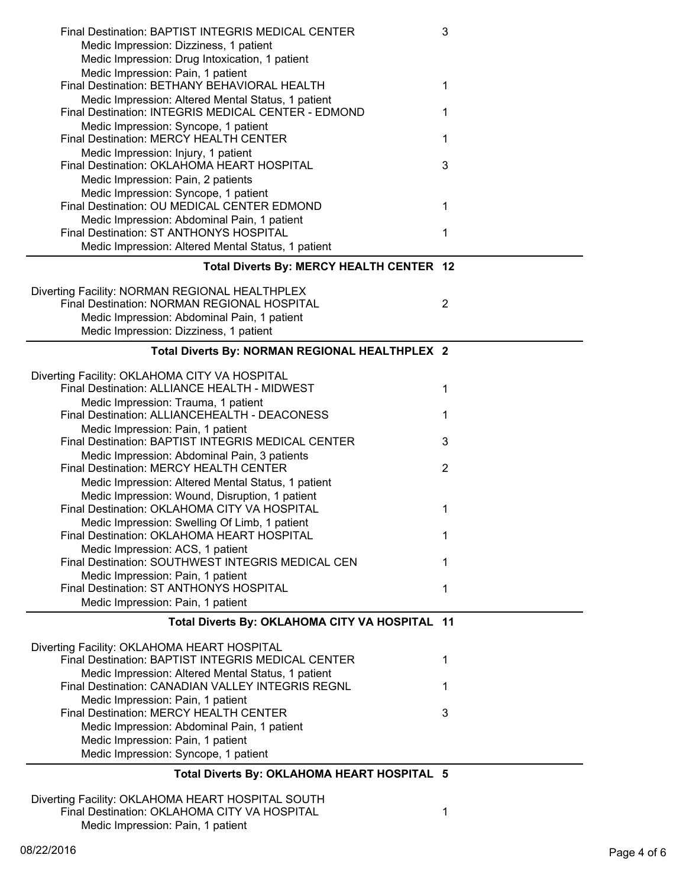Final Destination: BAPTIST INTEGRIS MEDICAL CENTER 3
- Medic Impression: Dizziness, 1 patient
- Medic Impression: Drug Intoxication, 1 patient
- Medic Impression: Pain, 1 patient

Final Destination: BETHANY BEHAVIORAL HEALTH 1
- Medic Impression: Altered Mental Status, 1 patient

Final Destination: INTEGRIS MEDICAL CENTER - EDMOND 1
- Medic Impression: Syncope, 1 patient

Final Destination: MERCY HEALTH CENTER 1
- Medic Impression: Injury, 1 patient

Final Destination: OKLAHOMA HEART HOSPITAL 3
- Medic Impression: Pain, 2 patients
- Medic Impression: Syncope, 1 patient

Final Destination: OU MEDICAL CENTER EDMOND 1
- Medic Impression: Abdominal Pain, 1 patient

Final Destination: ST ANTHONYS HOSPITAL 1
- Medic Impression: Altered Mental Status, 1 patient

**Total Diverts By: MERCY HEALTH CENTER 12**

---

Diverting Facility: NORMAN REGIONAL HEALTHPLEX

Final Destination: NORMAN REGIONAL HOSPITAL 2
- Medic Impression: Abdominal Pain, 1 patient
- Medic Impression: Dizziness, 1 patient

**Total Diverts By: NORMAN REGIONAL HEALTHPLEX 2**

---

Diverting Facility: OKLAHOMA CITY VA HOSPITAL

Final Destination: ALLIANCE HEALTH - MIDWEST 1
- Medic Impression: Trauma, 1 patient

Final Destination: ALLIANCEHEALTH - DEACONESS 1
- Medic Impression: Pain, 1 patient

Final Destination: BAPTIST INTEGRIS MEDICAL CENTER 3
- Medic Impression: Abdominal Pain, 3 patients

Final Destination: MERCY HEALTH CENTER 2
- Medic Impression: Altered Mental Status, 1 patient
- Medic Impression: Wound, Disruption, 1 patient

Final Destination: OKLAHOMA CITY VA HOSPITAL 1
- Medic Impression: Swelling Of Limb, 1 patient

Final Destination: OKLAHOMA HEART HOSPITAL 1
- Medic Impression: ACS, 1 patient

Final Destination: SOUTHWEST INTEGRIS MEDICAL CEN 1
- Medic Impression: Pain, 1 patient

Final Destination: ST ANTHONYS HOSPITAL 1
- Medic Impression: Pain, 1 patient

**Total Diverts By: OKLAHOMA CITY VA HOSPITAL 11**

---

Diverting Facility: OKLAHOMA HEART HOSPITAL

Final Destination: BAPTIST INTEGRIS MEDICAL CENTER 1
- Medic Impression: Altered Mental Status, 1 patient

Final Destination: CANADIAN VALLEY INTEGRIS REGNL 1
- Medic Impression: Pain, 1 patient

Final Destination: MERCY HEALTH CENTER 3
- Medic Impression: Abdominal Pain, 1 patient
- Medic Impression: Pain, 1 patient
- Medic Impression: Syncope, 1 patient

**Total Diverts By: OKLAHOMA HEART HOSPITAL 5**

---

Diverting Facility: OKLAHOMA HEART HOSPITAL SOUTH

Final Destination: OKLAHOMA CITY VA HOSPITAL 1
- Medic Impression: Pain, 1 patient

08/22/2016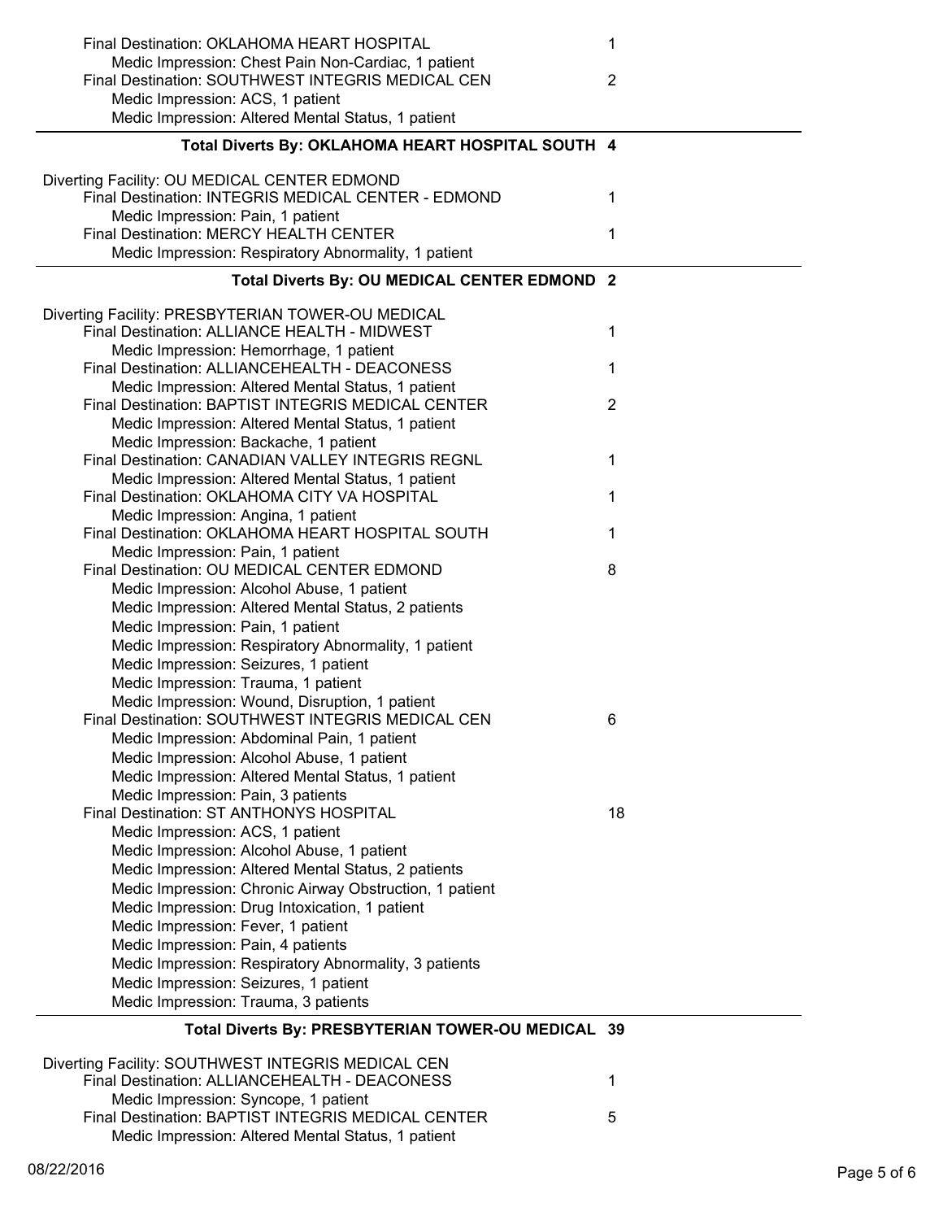Final Destination: OKLAHOMA HEART HOSPITAL 1

Medic Impression: Chest Pain Non-Cardiac, 1 patient

Final Destination: SOUTHWEST INTEGRIS MEDICAL CEN 2

Medic Impression: ACS, 1 patient

Medic Impression: Altered Mental Status, 1 patient

**Total Diverts By: OKLAHOMA HEART HOSPITAL SOUTH 4**

---

Diverting Facility: OU MEDICAL CENTER EDMOND

Final Destination: INTEGRIS MEDICAL CENTER - EDMOND 1

Medic Impression: Pain, 1 patient

Final Destination: MERCY HEALTH CENTER 1

Medic Impression: Respiratory Abnormality, 1 patient

**Total Diverts By: OU MEDICAL CENTER EDMOND 2**

---

Diverting Facility: PRESBYTERIAN TOWER-OU MEDICAL

Final Destination: ALLIANCE HEALTH - MIDWEST 1

Medic Impression: Hemorrhage, 1 patient

Final Destination: ALLIANCEHEALTH - DEACONESS 1

Medic Impression: Altered Mental Status, 1 patient

Final Destination: BAPTIST INTEGRIS MEDICAL CENTER 2

Medic Impression: Altered Mental Status, 1 patient

Medic Impression: Backache, 1 patient

Final Destination: CANADIAN VALLEY INTEGRIS REGNL 1

Medic Impression: Altered Mental Status, 1 patient

Final Destination: OKLAHOMA CITY VA HOSPITAL 1

Medic Impression: Angina, 1 patient

Final Destination: OKLAHOMA HEART HOSPITAL SOUTH 1

Medic Impression: Pain, 1 patient

Final Destination: OU MEDICAL CENTER EDMOND 8

Medic Impression: Alcohol Abuse, 1 patient

Medic Impression: Altered Mental Status, 2 patients

Medic Impression: Pain, 1 patient

Medic Impression: Respiratory Abnormality, 1 patient

Medic Impression: Seizures, 1 patient

Medic Impression: Trauma, 1 patient

Medic Impression: Wound, Disruption, 1 patient

Final Destination: SOUTHWEST INTEGRIS MEDICAL CEN 6

Medic Impression: Abdominal Pain, 1 patient

Medic Impression: Alcohol Abuse, 1 patient

Medic Impression: Altered Mental Status, 1 patient

Medic Impression: Pain, 3 patients

Final Destination: ST ANTHONYS HOSPITAL 18

Medic Impression: ACS, 1 patient

Medic Impression: Alcohol Abuse, 1 patient

Medic Impression: Altered Mental Status, 2 patients

Medic Impression: Chronic Airway Obstruction, 1 patient

Medic Impression: Drug Intoxication, 1 patient

Medic Impression: Fever, 1 patient

Medic Impression: Pain, 4 patients

Medic Impression: Respiratory Abnormality, 3 patients

Medic Impression: Seizures, 1 patient

Medic Impression: Trauma, 3 patients

**Total Diverts By: PRESBYTERIAN TOWER-OU MEDICAL 39**

---

Diverting Facility: SOUTHWEST INTEGRIS MEDICAL CEN

Final Destination: ALLIANCEHEALTH - DEACONESS 1

Medic Impression: Syncope, 1 patient

Final Destination: BAPTIST INTEGRIS MEDICAL CENTER 5

Medic Impression: Altered Mental Status, 1 patient

08/22/2016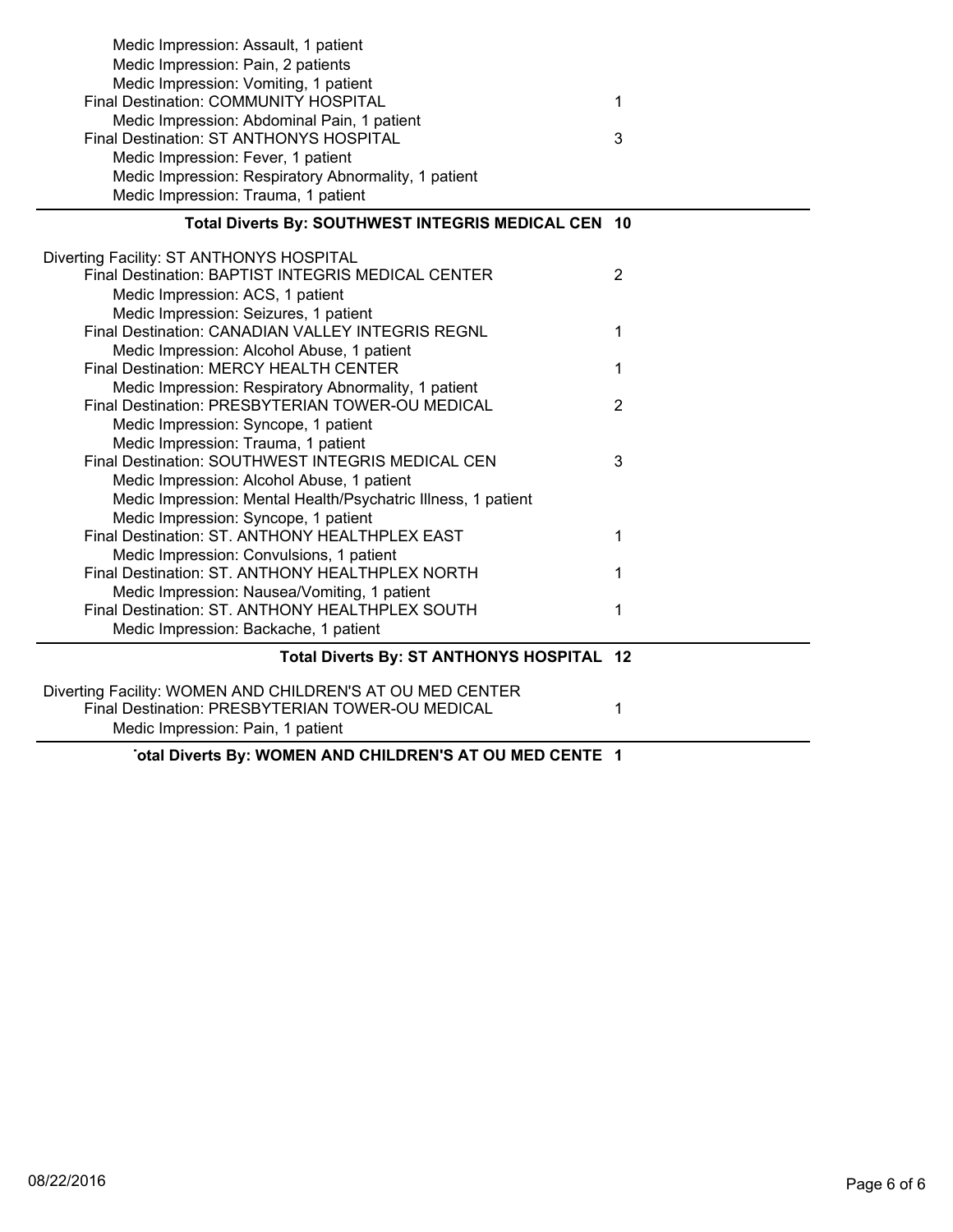Medic Impression: Assault, 1 patient
Medic Impression: Pain, 2 patients
Medic Impression: Vomiting, 1 patient

Final Destination: COMMUNITY HOSPITAL 1

Medic Impression: Abdominal Pain, 1 patient

Final Destination: ST ANTHONYS HOSPITAL 3

Medic Impression: Fever, 1 patient
Medic Impression: Respiratory Abnormality, 1 patient
Medic Impression: Trauma, 1 patient

**Total Diverts By: SOUTHWEST INTEGRIS MEDICAL CEN 10**

Diverting Facility: ST ANTHONYS HOSPITAL

Final Destination: BAPTIST INTEGRIS MEDICAL CENTER 2

Medic Impression: ACS, 1 patient
Medic Impression: Seizures, 1 patient

Final Destination: CANADIAN VALLEY INTEGRIS REGNL 1

Medic Impression: Alcohol Abuse, 1 patient

Final Destination: MERCY HEALTH CENTER 1

Medic Impression: Respiratory Abnormality, 1 patient

Final Destination: PRESBYTERIAN TOWER-OU MEDICAL 2

Medic Impression: Syncope, 1 patient
Medic Impression: Trauma, 1 patient

Final Destination: SOUTHWEST INTEGRIS MEDICAL CEN 3

Medic Impression: Alcohol Abuse, 1 patient
Medic Impression: Mental Health/Psychatric Illness, 1 patient
Medic Impression: Syncope, 1 patient

Final Destination: ST. ANTHONY HEALTHPLEX EAST 1

Medic Impression: Convulsions, 1 patient

Final Destination: ST. ANTHONY HEALTHPLEX NORTH 1

Medic Impression: Nausea/Vomiting, 1 patient

Final Destination: ST. ANTHONY HEALTHPLEX SOUTH 1

Medic Impression: Backache, 1 patient

**Total Diverts By: ST ANTHONYS HOSPITAL 12**

Diverting Facility: WOMEN AND CHILDREN'S AT OU MED CENTER

Final Destination: PRESBYTERIAN TOWER-OU MEDICAL 1

Medic Impression: Pain, 1 patient

**Total Diverts By: WOMEN AND CHILDREN'S AT OU MED CENTE 1**

08/22/2016